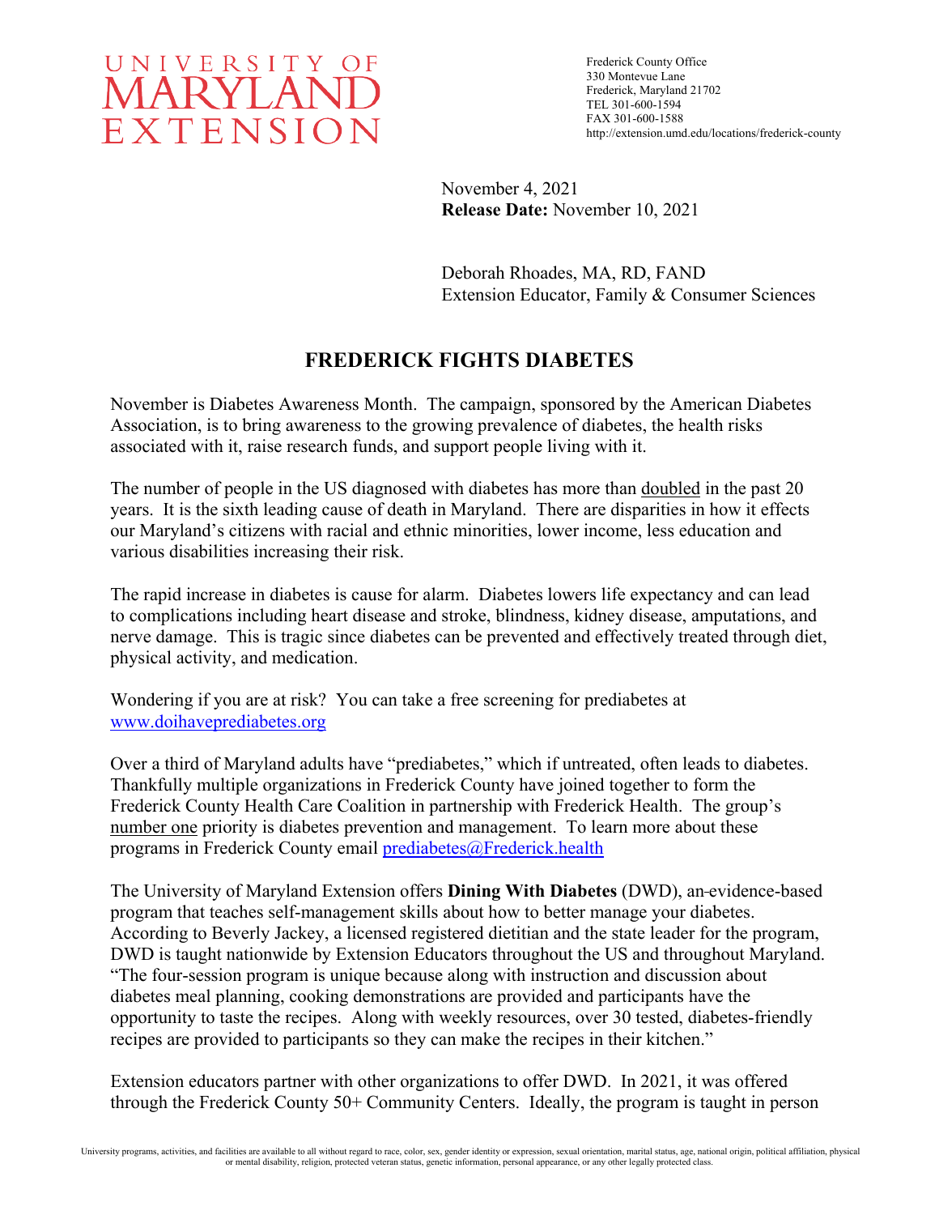UNIVERSITY OF
MARYLAND
EXTENSION

Frederick County Office
330 Montevue Lane
Frederick, Maryland 21702
TEL 301-600-1594
FAX 301-600-1588
http://extension.umd.edu/locations/frederick-county

November 4, 2021
**Release Date:** November 10, 2021

Deborah Rhoades, MA, RD, FAND
Extension Educator, Family & Consumer Sciences

# FREDERICK FIGHTS DIABETES

November is Diabetes Awareness Month. The campaign, sponsored by the American Diabetes Association, is to bring awareness to the growing prevalence of diabetes, the health risks associated with it, raise research funds, and support people living with it.

The number of people in the US diagnosed with diabetes has more than doubled in the past 20 years. It is the sixth leading cause of death in Maryland. There are disparities in how it effects our Maryland's citizens with racial and ethnic minorities, lower income, less education and various disabilities increasing their risk.

The rapid increase in diabetes is cause for alarm. Diabetes lowers life expectancy and can lead to complications including heart disease and stroke, blindness, kidney disease, amputations, and nerve damage. This is tragic since diabetes can be prevented and effectively treated through diet, physical activity, and medication.

Wondering if you are at risk? You can take a free screening for prediabetes at www.doihaveprediabetes.org

Over a third of Maryland adults have "prediabetes," which if untreated, often leads to diabetes. Thankfully multiple organizations in Frederick County have joined together to form the Frederick County Health Care Coalition in partnership with Frederick Health. The group's number one priority is diabetes prevention and management. To learn more about these programs in Frederick County email prediabetes@Frederick.health

The University of Maryland Extension offers **Dining With Diabetes** (DWD), an-evidence-based program that teaches self-management skills about how to better manage your diabetes. According to Beverly Jackey, a licensed registered dietitian and the state leader for the program, DWD is taught nationwide by Extension Educators throughout the US and throughout Maryland. "The four-session program is unique because along with instruction and discussion about diabetes meal planning, cooking demonstrations are provided and participants have the opportunity to taste the recipes. Along with weekly resources, over 30 tested, diabetes-friendly recipes are provided to participants so they can make the recipes in their kitchen."

Extension educators partner with other organizations to offer DWD. In 2021, it was offered through the Frederick County 50+ Community Centers. Ideally, the program is taught in person

University programs, activities, and facilities are available to all without regard to race, color, sex, gender identity or expression, sexual orientation, marital status, age, national origin, political affiliation, physical or mental disability, religion, protected veteran status, genetic information, personal appearance, or any other legally protected class.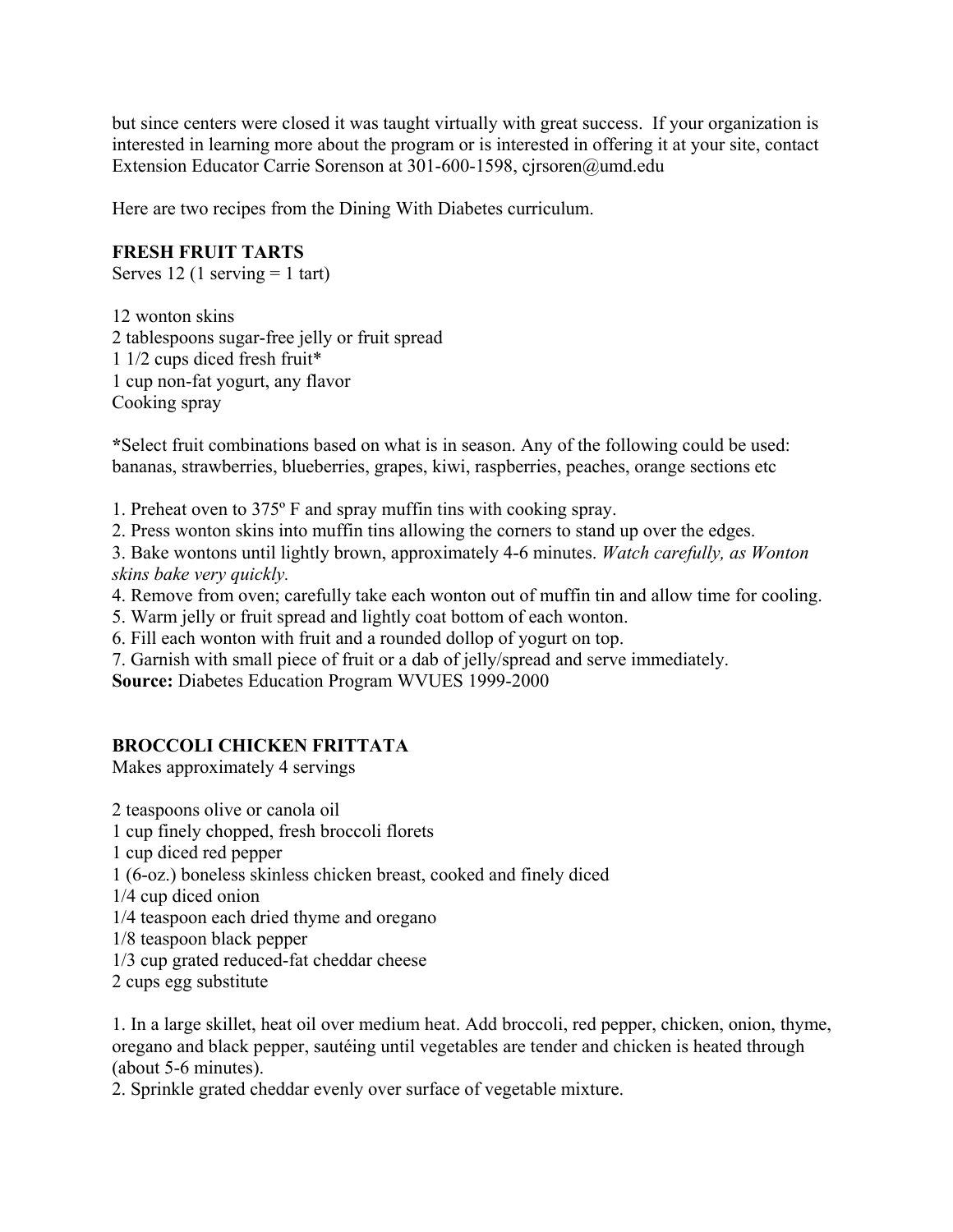but since centers were closed it was taught virtually with great success. If your organization is interested in learning more about the program or is interested in offering it at your site, contact Extension Educator Carrie Sorenson at 301-600-1598, cjrsoren@umd.edu

Here are two recipes from the Dining With Diabetes curriculum.

**FRESH FRUIT TARTS**

Serves 12 (1 serving = 1 tart)

12 wonton skins
2 tablespoons sugar-free jelly or fruit spread
1 1/2 cups diced fresh fruit*
1 cup non-fat yogurt, any flavor
Cooking spray

**\***Select fruit combinations based on what is in season. Any of the following could be used: bananas, strawberries, blueberries, grapes, kiwi, raspberries, peaches, orange sections etc

1. Preheat oven to 375º F and spray muffin tins with cooking spray.
2. Press wonton skins into muffin tins allowing the corners to stand up over the edges.
3. Bake wontons until lightly brown, approximately 4-6 minutes. *Watch carefully, as Wonton skins bake very quickly.*
4. Remove from oven; carefully take each wonton out of muffin tin and allow time for cooling.
5. Warm jelly or fruit spread and lightly coat bottom of each wonton.
6. Fill each wonton with fruit and a rounded dollop of yogurt on top.
7. Garnish with small piece of fruit or a dab of jelly/spread and serve immediately.

**Source:** Diabetes Education Program WVUES 1999-2000

**BROCCOLI CHICKEN FRITTATA**

Makes approximately 4 servings

2 teaspoons olive or canola oil
1 cup finely chopped, fresh broccoli florets
1 cup diced red pepper
1 (6-oz.) boneless skinless chicken breast, cooked and finely diced
1/4 cup diced onion
1/4 teaspoon each dried thyme and oregano
1/8 teaspoon black pepper
1/3 cup grated reduced-fat cheddar cheese
2 cups egg substitute

1. In a large skillet, heat oil over medium heat. Add broccoli, red pepper, chicken, onion, thyme, oregano and black pepper, sautéing until vegetables are tender and chicken is heated through (about 5-6 minutes).
2. Sprinkle grated cheddar evenly over surface of vegetable mixture.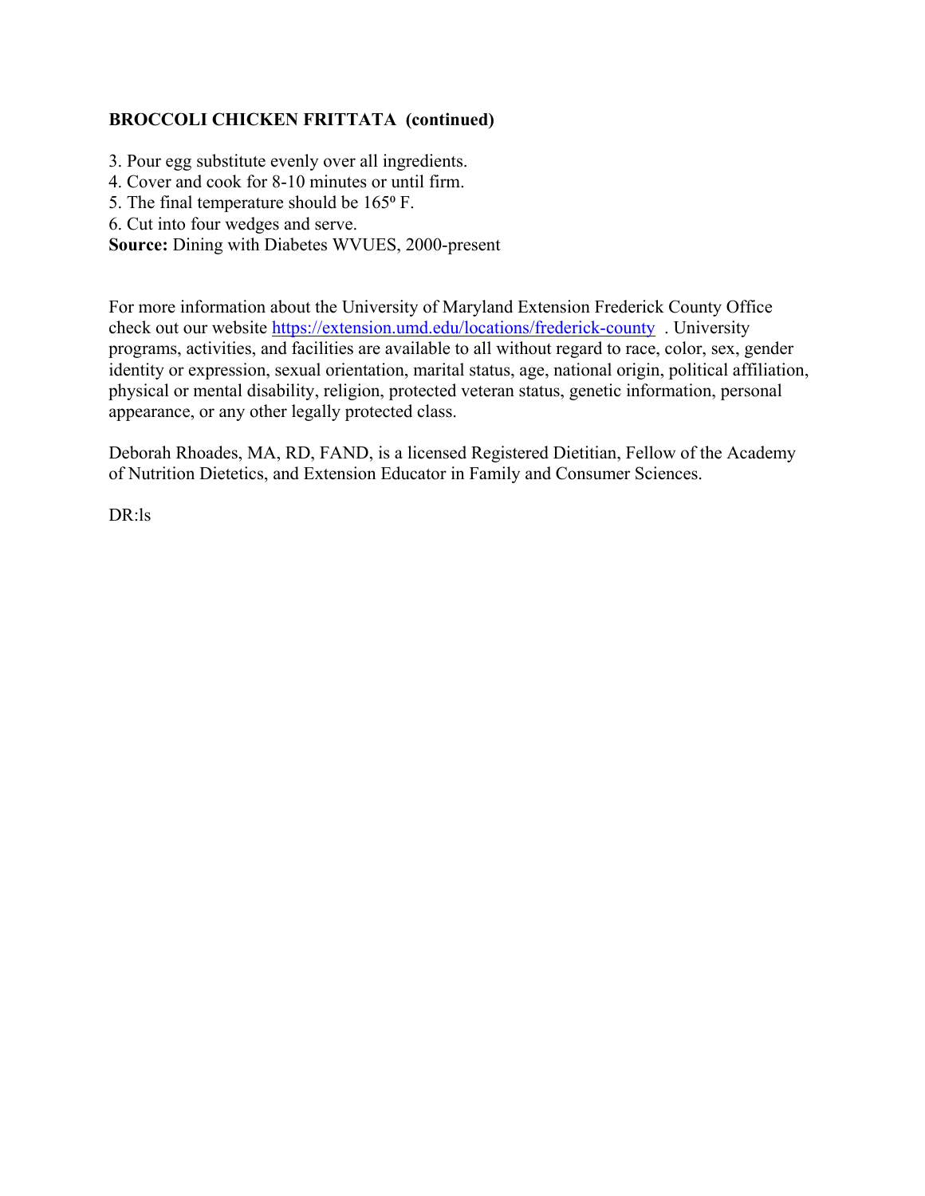**BROCCOLI CHICKEN FRITTATA (continued)**

3. Pour egg substitute evenly over all ingredients.
4. Cover and cook for 8-10 minutes or until firm.
5. The final temperature should be 165º F.
6. Cut into four wedges and serve.

**Source:** Dining with Diabetes WVUES, 2000-present

For more information about the University of Maryland Extension Frederick County Office check out our website https://extension.umd.edu/locations/frederick-county . University programs, activities, and facilities are available to all without regard to race, color, sex, gender identity or expression, sexual orientation, marital status, age, national origin, political affiliation, physical or mental disability, religion, protected veteran status, genetic information, personal appearance, or any other legally protected class.

Deborah Rhoades, MA, RD, FAND, is a licensed Registered Dietitian, Fellow of the Academy of Nutrition Dietetics, and Extension Educator in Family and Consumer Sciences.

DR:ls